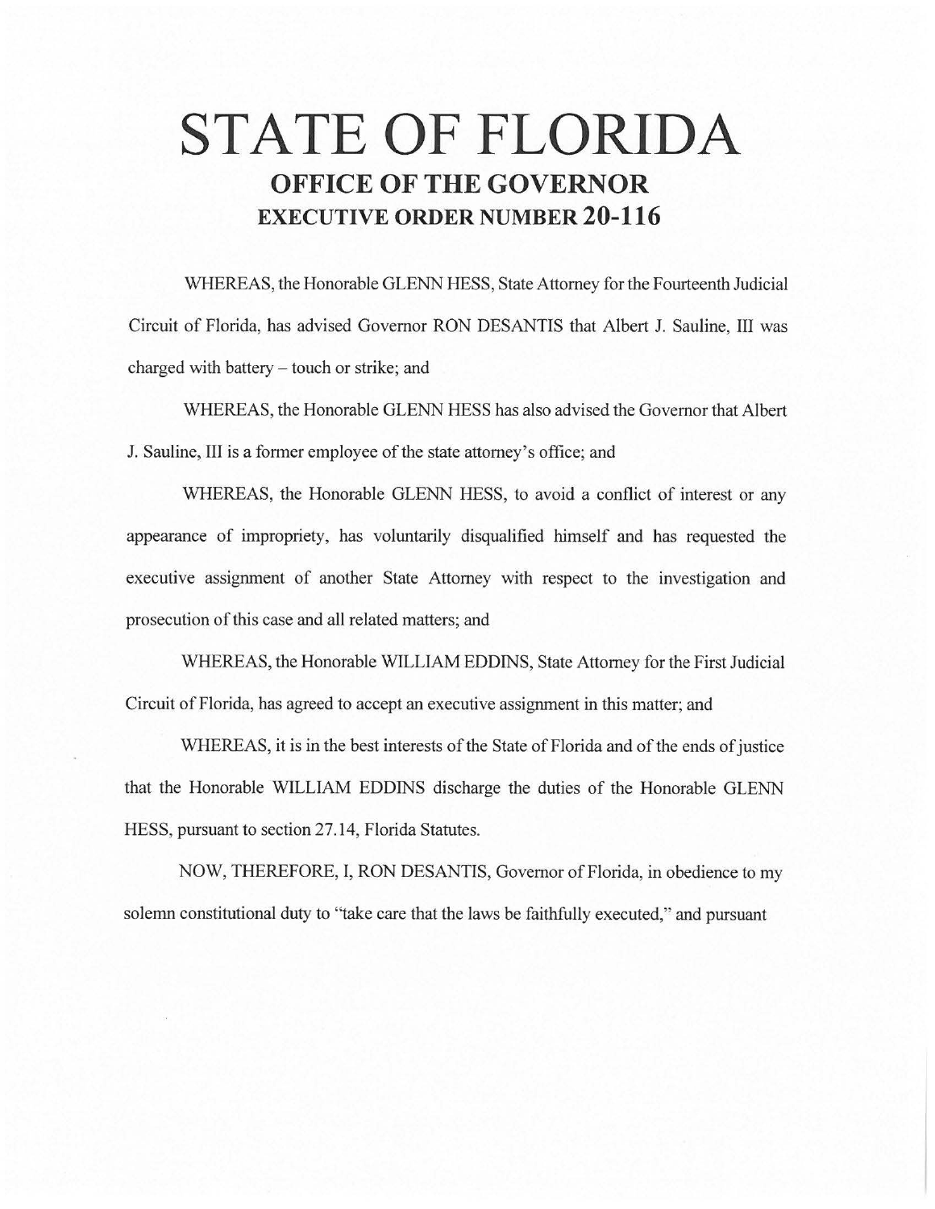# STATE OF FLORIDA

## OFFICE OF THE GOVERNOR

## EXECUTIVE ORDER NUMBER 20-116

WHEREAS, the Honorable GLENN HESS, State Attorney for the Fourteenth Judicial Circuit of Florida, has advised Governor RON DESANTIS that Albert J. Sauline, III was charged with battery – touch or strike; and

WHEREAS, the Honorable GLENN HESS has also advised the Governor that Albert J. Sauline, III is a former employee of the state attorney's office; and

WHEREAS, the Honorable GLENN HESS, to avoid a conflict of interest or any appearance of impropriety, has voluntarily disqualified himself and has requested the executive assignment of another State Attorney with respect to the investigation and prosecution of this case and all related matters; and

WHEREAS, the Honorable WILLIAM EDDINS, State Attorney for the First Judicial Circuit of Florida, has agreed to accept an executive assignment in this matter; and

WHEREAS, it is in the best interests of the State of Florida and of the ends of justice that the Honorable WILLIAM EDDINS discharge the duties of the Honorable GLENN HESS, pursuant to section 27.14, Florida Statutes.

NOW, THEREFORE, I, RON DESANTIS, Governor of Florida, in obedience to my solemn constitutional duty to "take care that the laws be faithfully executed," and pursuant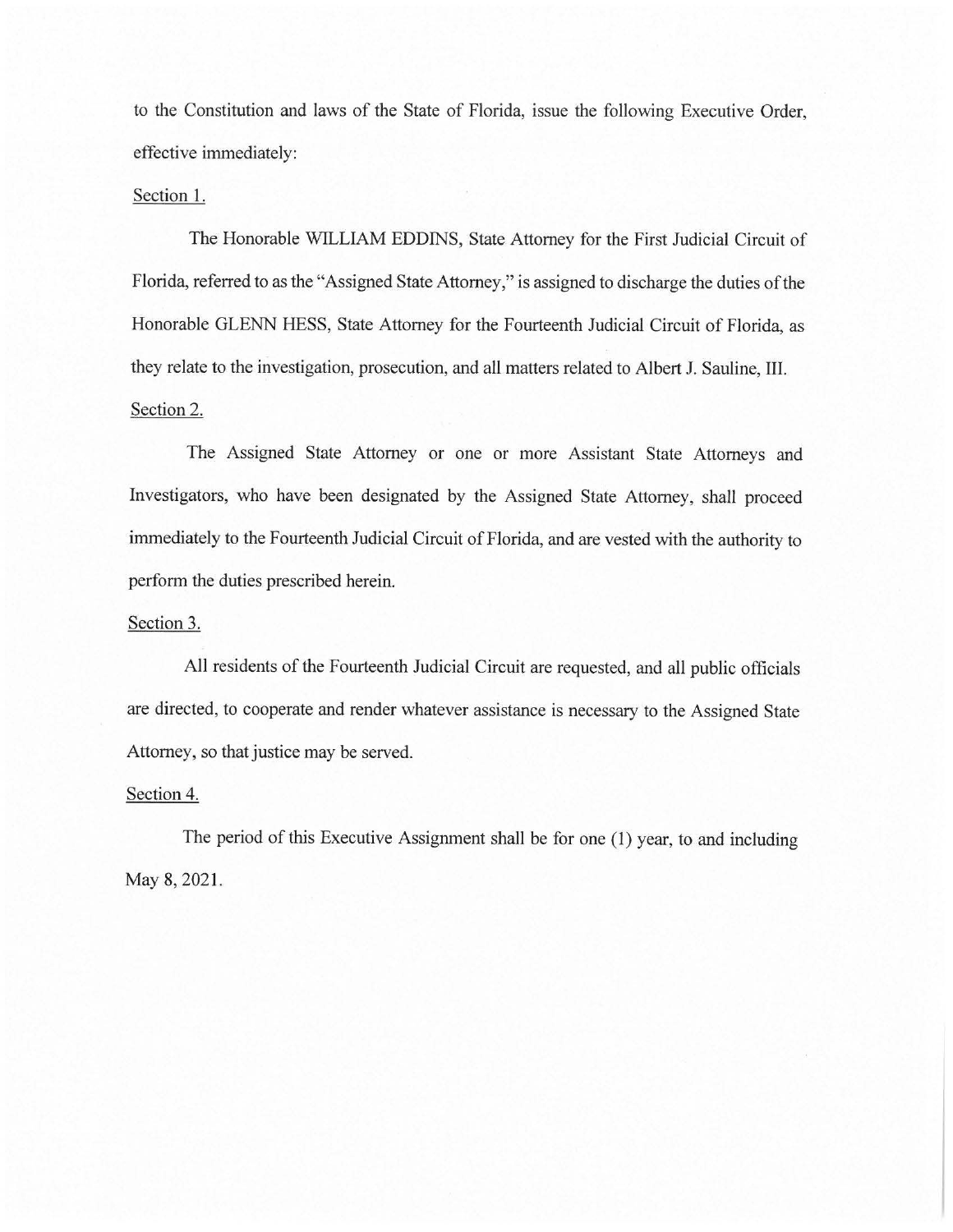to the Constitution and laws of the State of Florida, issue the following Executive Order, effective immediately:

Section 1.

The Honorable WILLIAM EDDINS, State Attorney for the First Judicial Circuit of Florida, referred to as the "Assigned State Attorney," is assigned to discharge the duties of the Honorable GLENN HESS, State Attorney for the Fourteenth Judicial Circuit of Florida, as they relate to the investigation, prosecution, and all matters related to Albert J. Sauline, III.

Section 2.

The Assigned State Attorney or one or more Assistant State Attorneys and Investigators, who have been designated by the Assigned State Attorney, shall proceed immediately to the Fourteenth Judicial Circuit of Florida, and are vested with the authority to perform the duties prescribed herein.

Section 3.

All residents of the Fourteenth Judicial Circuit are requested, and all public officials are directed, to cooperate and render whatever assistance is necessary to the Assigned State Attorney, so that justice may be served.

Section 4.

The period of this Executive Assignment shall be for one (1) year, to and including May 8, 2021.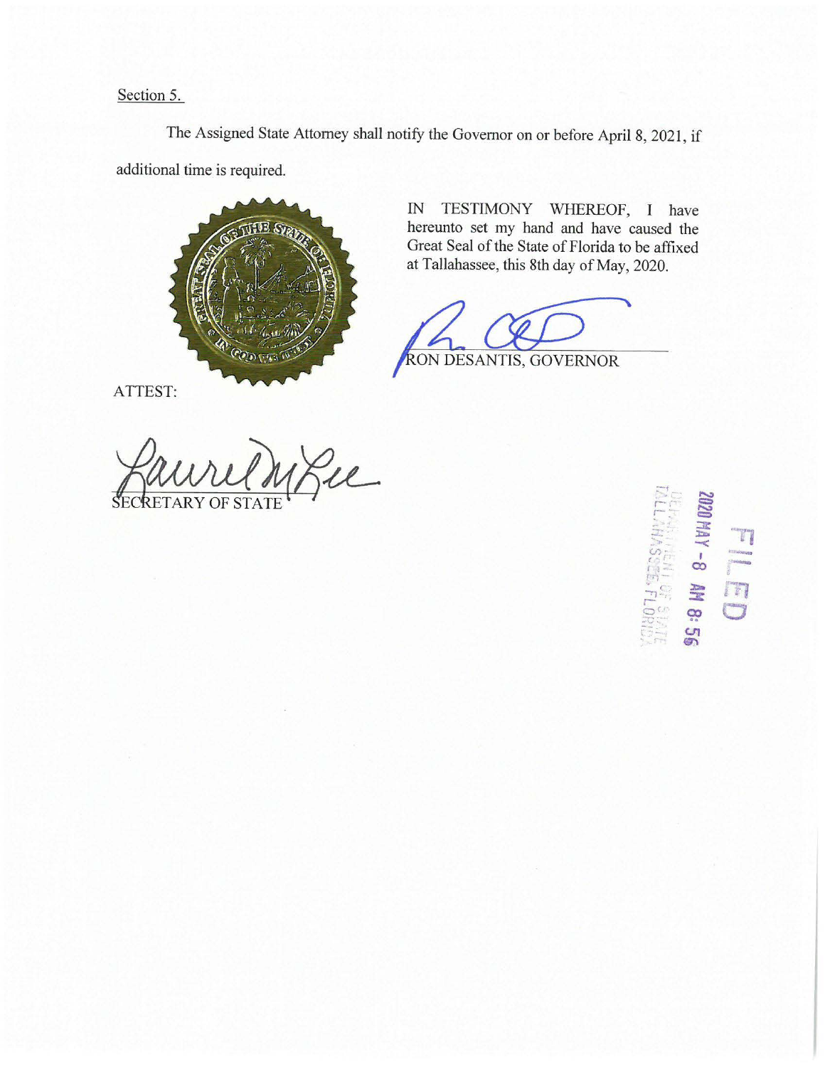Section 5.

The Assigned State Attorney shall notify the Governor on or before April 8, 2021, if additional time is required.

IN TESTIMONY WHEREOF, I have hereunto set my hand and have caused the Great Seal of the State of Florida to be affixed at Tallahassee, this 8th day of May, 2020.

RON DESANTIS, GOVERNOR

ATTEST:

SECRETARY OF STATE

FILED

2020 MAY -8 AM 8:56

DEPARTMENT OF STATE
TALLAHASSEE, FLORIDA